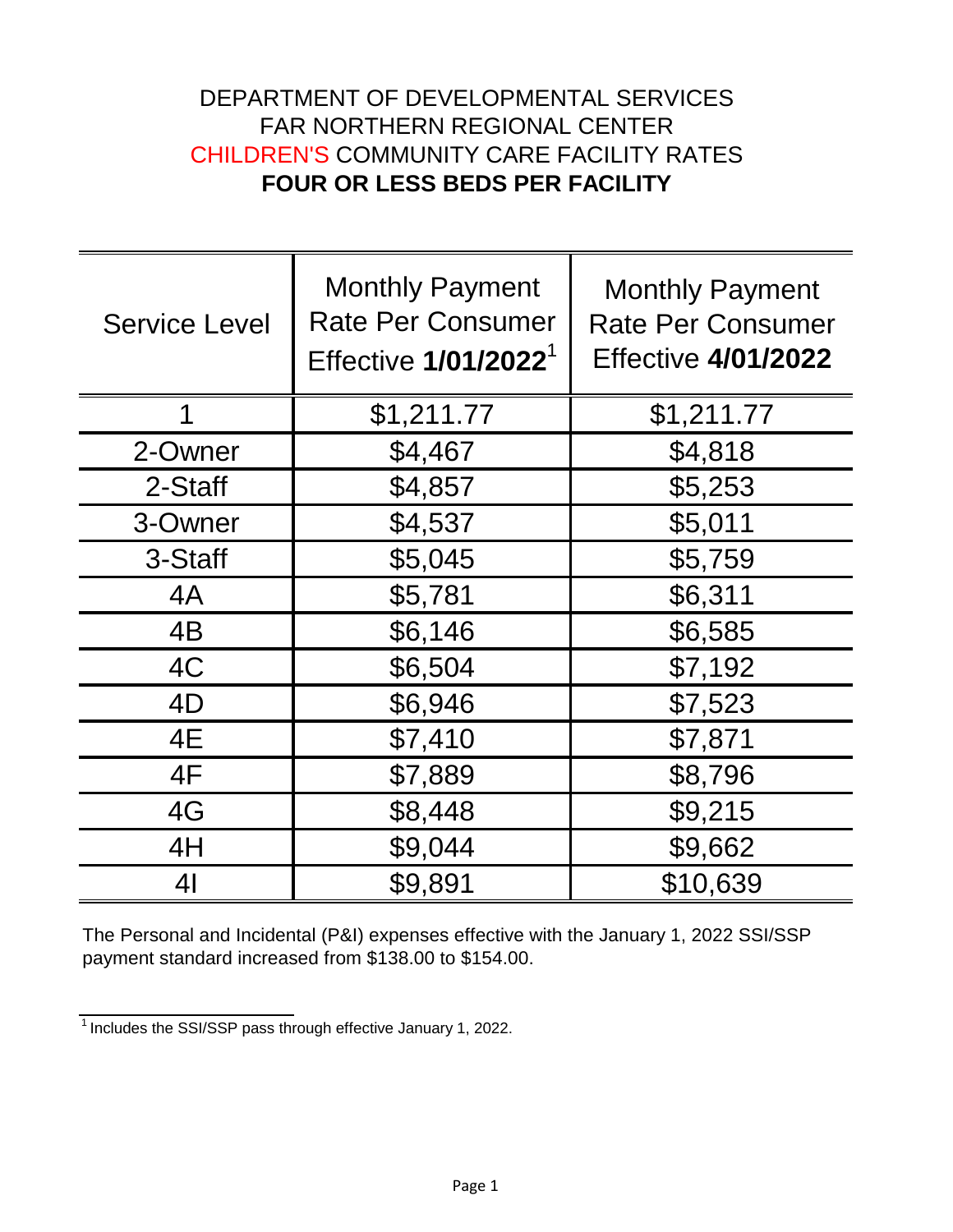# DEPARTMENT OF DEVELOPMENTAL SERVICES
# FAR NORTHERN REGIONAL CENTER
# CHILDREN'S COMMUNITY CARE FACILITY RATES
# **FOUR OR LESS BEDS PER FACILITY**

| Service Level | Monthly Payment Rate Per Consumer Effective **1/01/2022**[1] | Monthly Payment Rate Per Consumer Effective **4/01/2022** |
|---|---|---|
| 1 | $1,211.77 | $1,211.77 |
| 2-Owner | $4,467 | $4,818 |
| 2-Staff | $4,857 | $5,253 |
| 3-Owner | $4,537 | $5,011 |
| 3-Staff | $5,045 | $5,759 |
| 4A | $5,781 | $6,311 |
| 4B | $6,146 | $6,585 |
| 4C | $6,504 | $7,192 |
| 4D | $6,946 | $7,523 |
| 4E | $7,410 | $7,871 |
| 4F | $7,889 | $8,796 |
| 4G | $8,448 | $9,215 |
| 4H | $9,044 | $9,662 |
| 4I | $9,891 | $10,639 |

The Personal and Incidental (P&I) expenses effective with the January 1, 2022 SSI/SSP payment standard increased from $138.00 to $154.00.

[1] Includes the SSI/SSP pass through effective January 1, 2022.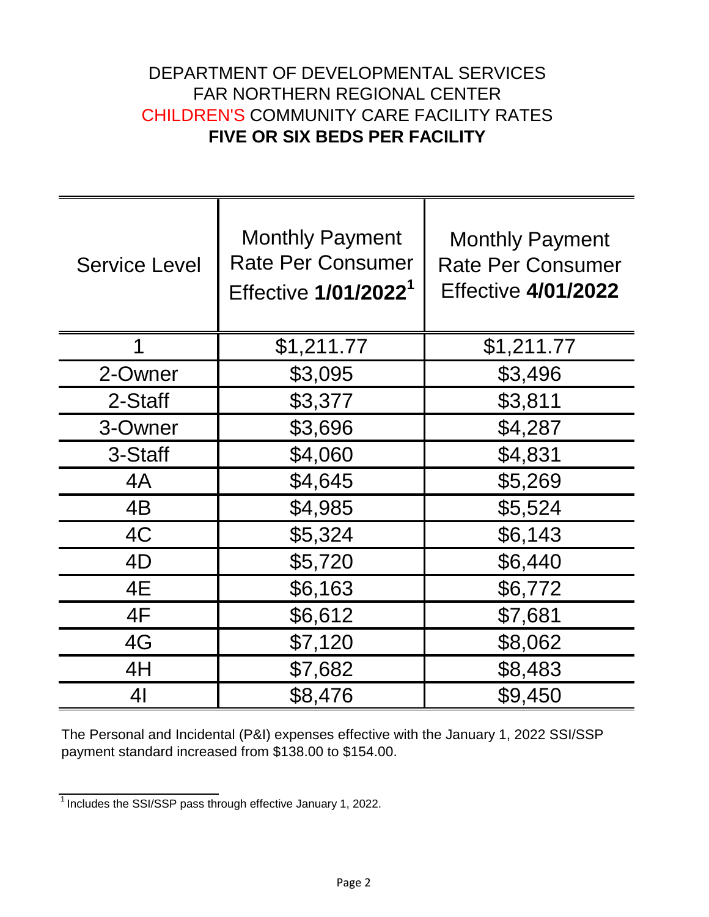# DEPARTMENT OF DEVELOPMENTAL SERVICES
## FAR NORTHERN REGIONAL CENTER
## CHILDREN'S COMMUNITY CARE FACILITY RATES
## **FIVE OR SIX BEDS PER FACILITY**

| Service Level | Monthly Payment Rate Per Consumer Effective **1/01/2022**[1] | Monthly Payment Rate Per Consumer Effective **4/01/2022** |
|---|---|---|
| 1 | $1,211.77 | $1,211.77 |
| 2-Owner | $3,095 | $3,496 |
| 2-Staff | $3,377 | $3,811 |
| 3-Owner | $3,696 | $4,287 |
| 3-Staff | $4,060 | $4,831 |
| 4A | $4,645 | $5,269 |
| 4B | $4,985 | $5,524 |
| 4C | $5,324 | $6,143 |
| 4D | $5,720 | $6,440 |
| 4E | $6,163 | $6,772 |
| 4F | $6,612 | $7,681 |
| 4G | $7,120 | $8,062 |
| 4H | $7,682 | $8,483 |
| 4I | $8,476 | $9,450 |

The Personal and Incidental (P&I) expenses effective with the January 1, 2022 SSI/SSP payment standard increased from $138.00 to $154.00.

[1] Includes the SSI/SSP pass through effective January 1, 2022.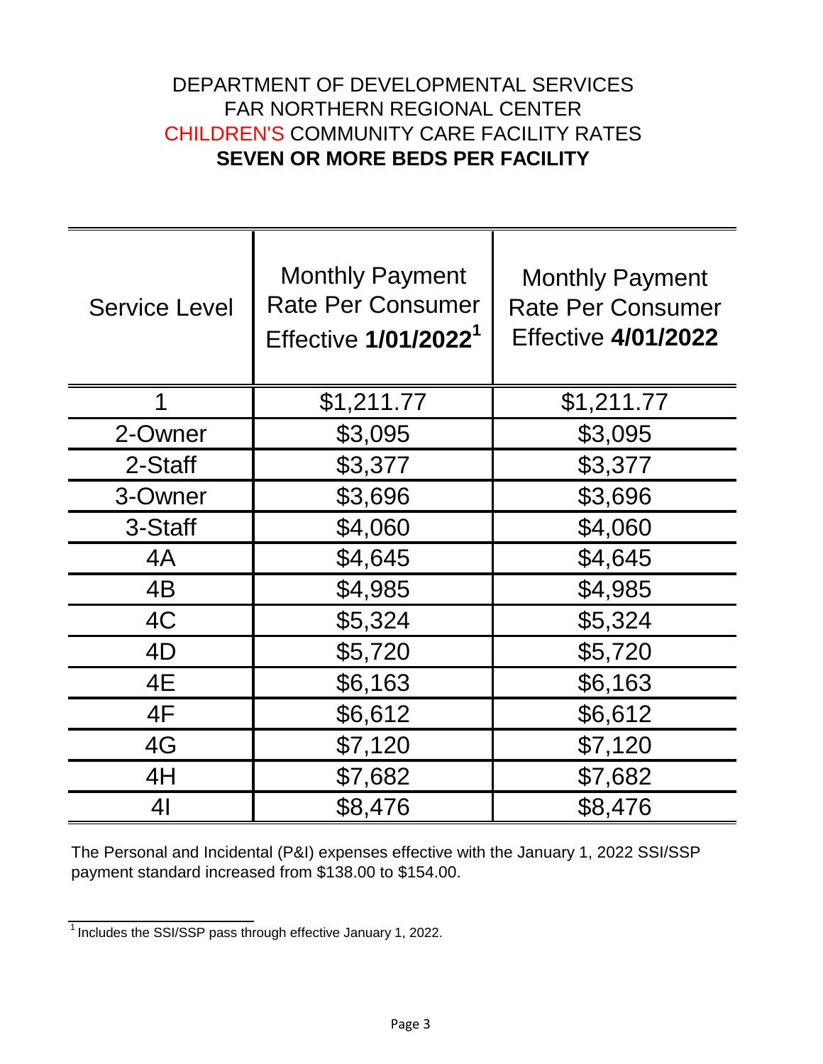DEPARTMENT OF DEVELOPMENTAL SERVICES
FAR NORTHERN REGIONAL CENTER
CHILDREN'S COMMUNITY CARE FACILITY RATES
**SEVEN OR MORE BEDS PER FACILITY**

| Service Level | Monthly Payment Rate Per Consumer Effective **1/01/2022**[1] | Monthly Payment Rate Per Consumer Effective **4/01/2022** |
|---|---|---|
| 1 | $1,211.77 | $1,211.77 |
| 2-Owner | $3,095 | $3,095 |
| 2-Staff | $3,377 | $3,377 |
| 3-Owner | $3,696 | $3,696 |
| 3-Staff | $4,060 | $4,060 |
| 4A | $4,645 | $4,645 |
| 4B | $4,985 | $4,985 |
| 4C | $5,324 | $5,324 |
| 4D | $5,720 | $5,720 |
| 4E | $6,163 | $6,163 |
| 4F | $6,612 | $6,612 |
| 4G | $7,120 | $7,120 |
| 4H | $7,682 | $7,682 |
| 4I | $8,476 | $8,476 |

The Personal and Incidental (P&I) expenses effective with the January 1, 2022 SSI/SSP payment standard increased from $138.00 to $154.00.

[1] Includes the SSI/SSP pass through effective January 1, 2022.